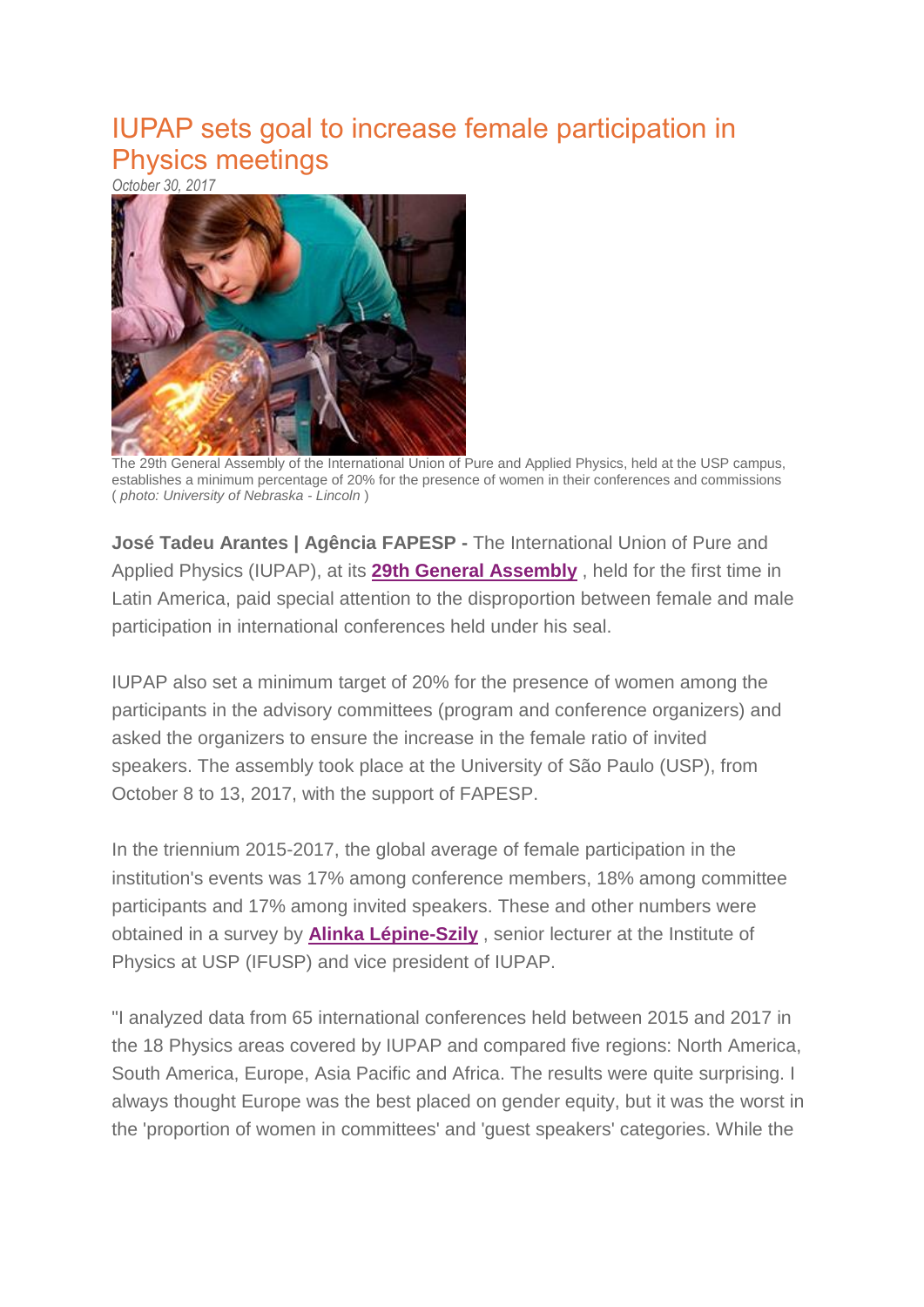# IUPAP sets goal to increase female participation in Physics meetings

*October 30, 2017*

The 29th General Assembly of the International Union of Pure and Applied Physics, held at the USP campus, establishes a minimum percentage of 20% for the presence of women in their conferences and commissions ( *photo: University of Nebraska - Lincoln* )

**José Tadeu Arantes | Agência FAPESP -** The International Union of Pure and Applied Physics (IUPAP), at its **29th General Assembly** , held for the first time in Latin America, paid special attention to the disproportion between female and male participation in international conferences held under his seal.

IUPAP also set a minimum target of 20% for the presence of women among the participants in the advisory committees (program and conference organizers) and asked the organizers to ensure the increase in the female ratio of invited speakers. The assembly took place at the University of São Paulo (USP), from October 8 to 13, 2017, with the support of FAPESP.

In the triennium 2015-2017, the global average of female participation in the institution's events was 17% among conference members, 18% among committee participants and 17% among invited speakers. These and other numbers were obtained in a survey by **Alinka Lépine-Szily** , senior lecturer at the Institute of Physics at USP (IFUSP) and vice president of IUPAP.

"I analyzed data from 65 international conferences held between 2015 and 2017 in the 18 Physics areas covered by IUPAP and compared five regions: North America, South America, Europe, Asia Pacific and Africa. The results were quite surprising. I always thought Europe was the best placed on gender equity, but it was the worst in the 'proportion of women in committees' and 'guest speakers' categories. While the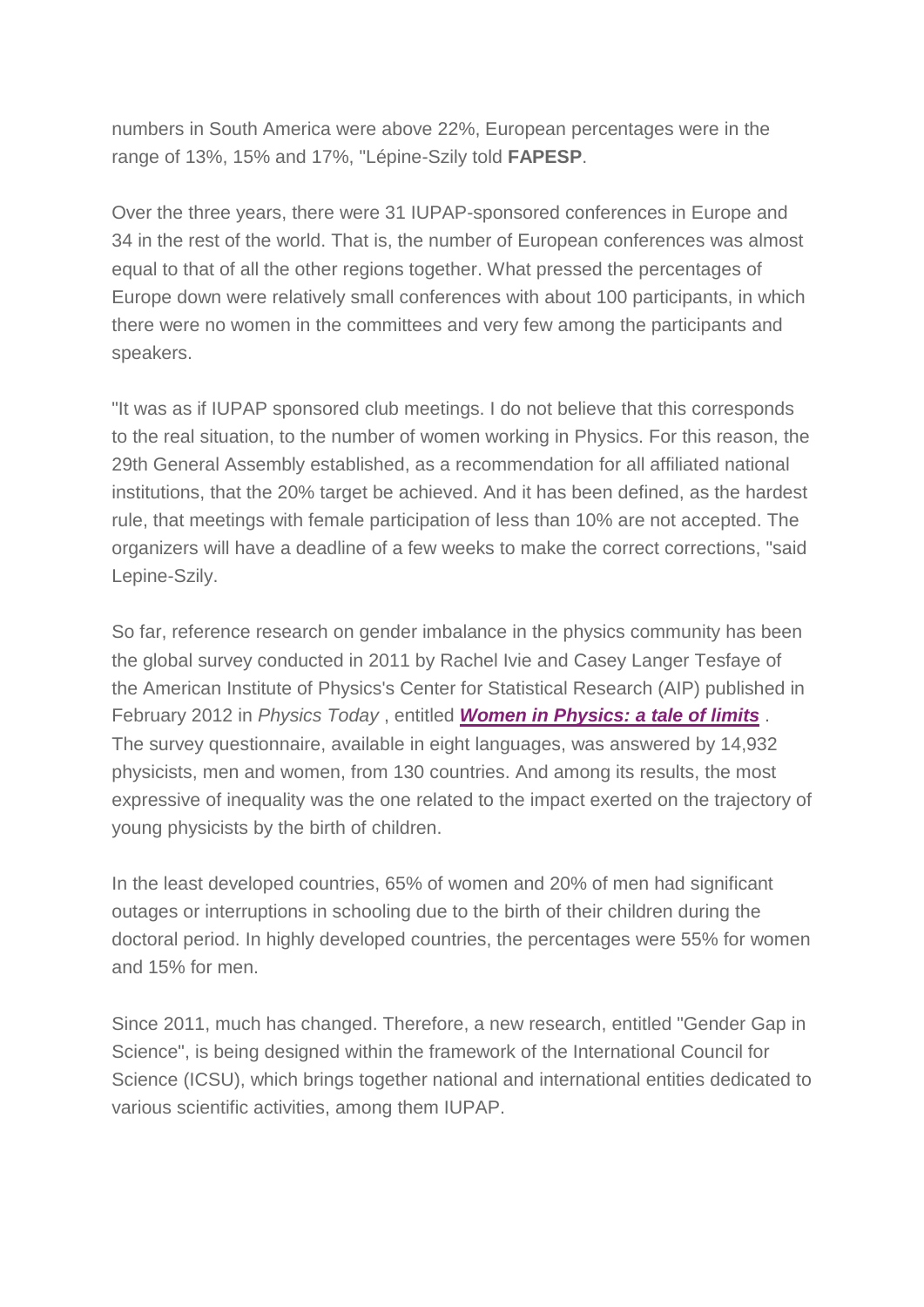numbers in South America were above 22%, European percentages were in the range of 13%, 15% and 17%, "Lépine-Szily told **FAPESP**.

Over the three years, there were 31 IUPAP-sponsored conferences in Europe and 34 in the rest of the world. That is, the number of European conferences was almost equal to that of all the other regions together. What pressed the percentages of Europe down were relatively small conferences with about 100 participants, in which there were no women in the committees and very few among the participants and speakers.

"It was as if IUPAP sponsored club meetings. I do not believe that this corresponds to the real situation, to the number of women working in Physics. For this reason, the 29th General Assembly established, as a recommendation for all affiliated national institutions, that the 20% target be achieved. And it has been defined, as the hardest rule, that meetings with female participation of less than 10% are not accepted. The organizers will have a deadline of a few weeks to make the correct corrections, "said Lepine-Szily.

So far, reference research on gender imbalance in the physics community has been the global survey conducted in 2011 by Rachel Ivie and Casey Langer Tesfaye of the American Institute of Physics's Center for Statistical Research (AIP) published in February 2012 in *Physics Today* , entitled ***Women in Physics: a tale of limits*** . The survey questionnaire, available in eight languages, was answered by 14,932 physicists, men and women, from 130 countries. And among its results, the most expressive of inequality was the one related to the impact exerted on the trajectory of young physicists by the birth of children.

In the least developed countries, 65% of women and 20% of men had significant outages or interruptions in schooling due to the birth of their children during the doctoral period. In highly developed countries, the percentages were 55% for women and 15% for men.

Since 2011, much has changed. Therefore, a new research, entitled "Gender Gap in Science", is being designed within the framework of the International Council for Science (ICSU), which brings together national and international entities dedicated to various scientific activities, among them IUPAP.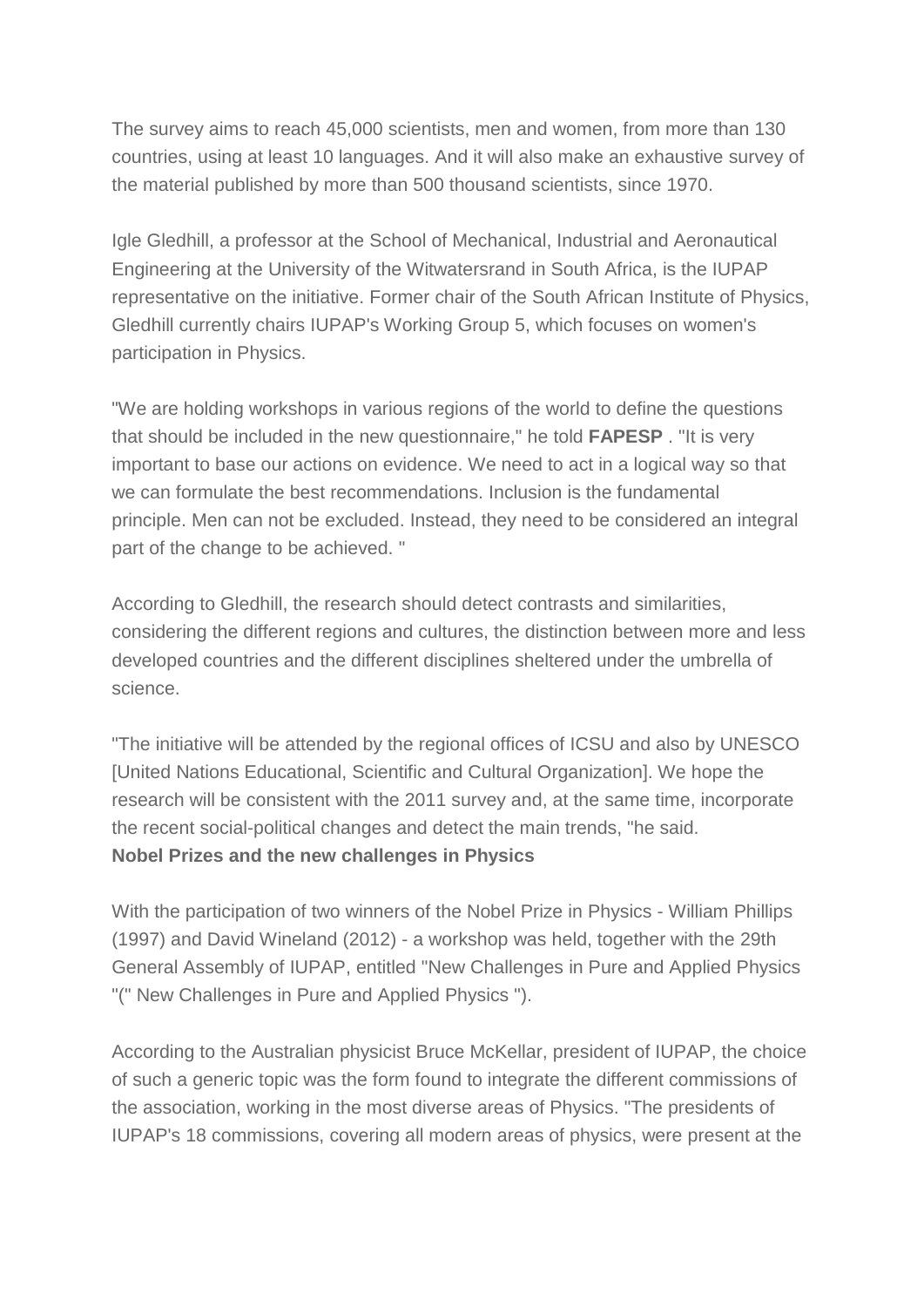The survey aims to reach 45,000 scientists, men and women, from more than 130 countries, using at least 10 languages. And it will also make an exhaustive survey of the material published by more than 500 thousand scientists, since 1970.

Igle Gledhill, a professor at the School of Mechanical, Industrial and Aeronautical Engineering at the University of the Witwatersrand in South Africa, is the IUPAP representative on the initiative. Former chair of the South African Institute of Physics, Gledhill currently chairs IUPAP's Working Group 5, which focuses on women's participation in Physics.

"We are holding workshops in various regions of the world to define the questions that should be included in the new questionnaire," he told **FAPESP** . "It is very important to base our actions on evidence. We need to act in a logical way so that we can formulate the best recommendations. Inclusion is the fundamental principle. Men can not be excluded. Instead, they need to be considered an integral part of the change to be achieved. "

According to Gledhill, the research should detect contrasts and similarities, considering the different regions and cultures, the distinction between more and less developed countries and the different disciplines sheltered under the umbrella of science.

"The initiative will be attended by the regional offices of ICSU and also by UNESCO [United Nations Educational, Scientific and Cultural Organization]. We hope the research will be consistent with the 2011 survey and, at the same time, incorporate the recent social-political changes and detect the main trends, "he said.

**Nobel Prizes and the new challenges in Physics**

With the participation of two winners of the Nobel Prize in Physics - William Phillips (1997) and David Wineland (2012) - a workshop was held, together with the 29th General Assembly of IUPAP, entitled "New Challenges in Pure and Applied Physics "(" New Challenges in Pure and Applied Physics ").

According to the Australian physicist Bruce McKellar, president of IUPAP, the choice of such a generic topic was the form found to integrate the different commissions of the association, working in the most diverse areas of Physics. "The presidents of IUPAP's 18 commissions, covering all modern areas of physics, were present at the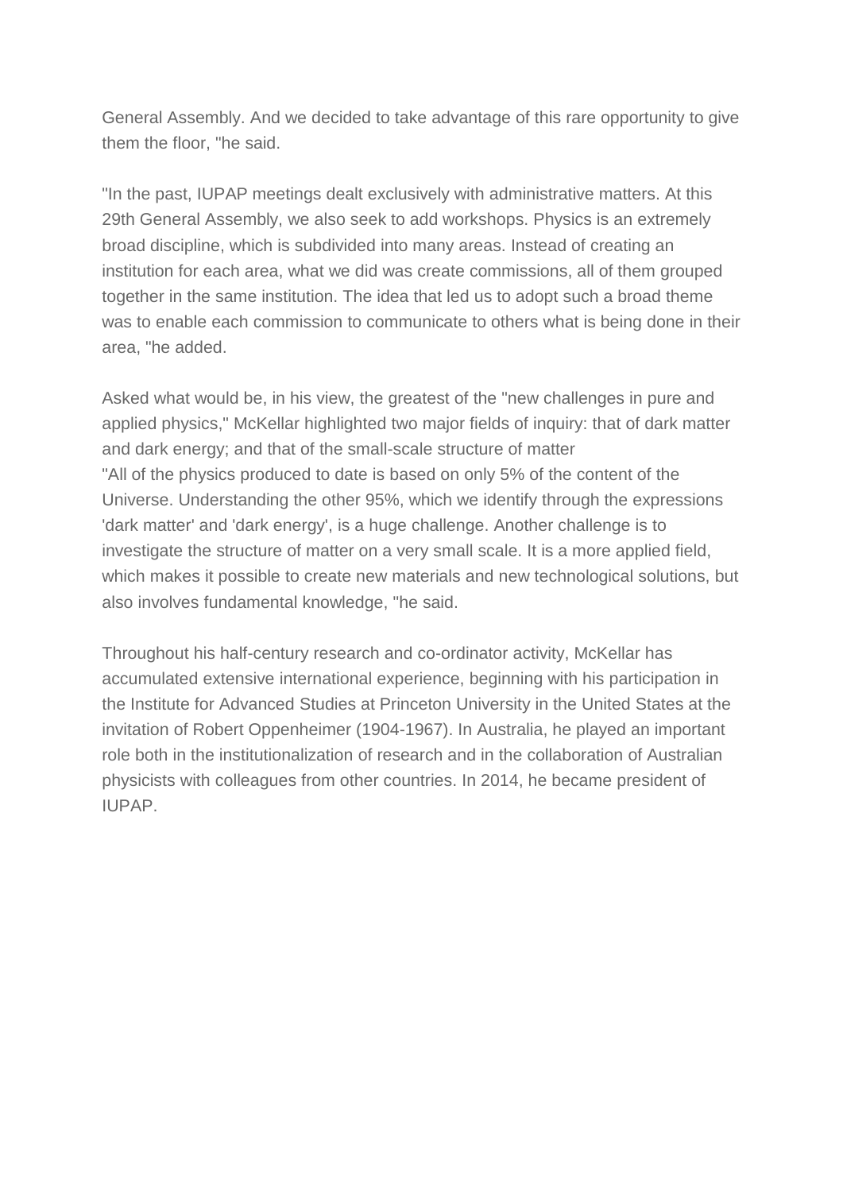General Assembly. And we decided to take advantage of this rare opportunity to give them the floor, "he said.

"In the past, IUPAP meetings dealt exclusively with administrative matters. At this 29th General Assembly, we also seek to add workshops. Physics is an extremely broad discipline, which is subdivided into many areas. Instead of creating an institution for each area, what we did was create commissions, all of them grouped together in the same institution. The idea that led us to adopt such a broad theme was to enable each commission to communicate to others what is being done in their area, "he added.

Asked what would be, in his view, the greatest of the "new challenges in pure and applied physics," McKellar highlighted two major fields of inquiry: that of dark matter and dark energy; and that of the small-scale structure of matter
"All of the physics produced to date is based on only 5% of the content of the Universe. Understanding the other 95%, which we identify through the expressions 'dark matter' and 'dark energy', is a huge challenge. Another challenge is to investigate the structure of matter on a very small scale. It is a more applied field, which makes it possible to create new materials and new technological solutions, but also involves fundamental knowledge, "he said.

Throughout his half-century research and co-ordinator activity, McKellar has accumulated extensive international experience, beginning with his participation in the Institute for Advanced Studies at Princeton University in the United States at the invitation of Robert Oppenheimer (1904-1967). In Australia, he played an important role both in the institutionalization of research and in the collaboration of Australian physicists with colleagues from other countries. In 2014, he became president of IUPAP.